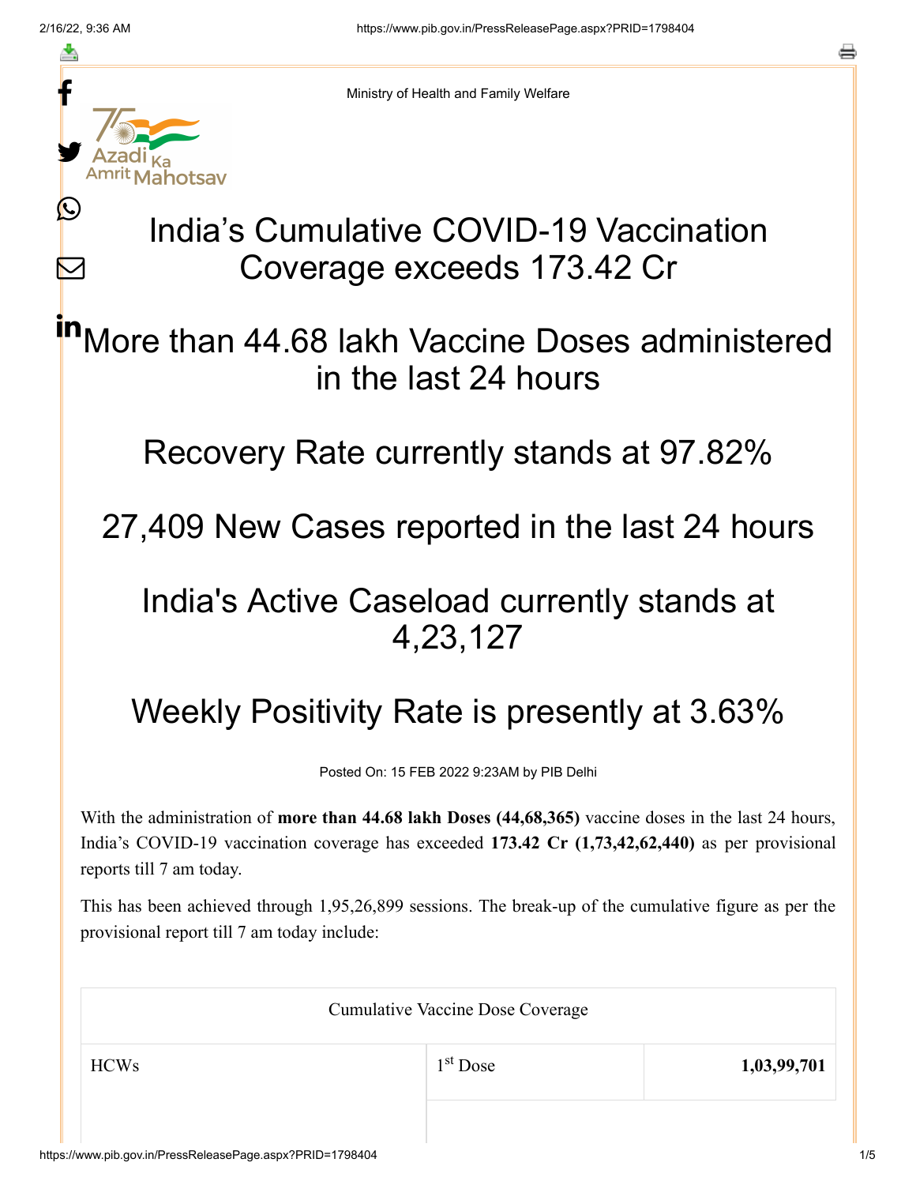Ministry of Health and Family Welfare

# India's Cumulative COVID-19 Vaccination Coverage exceeds 173.42 Cr

## More than 44.68 lakh Vaccine Doses administered in the last 24 hours

## Recovery Rate currently stands at 97.82%

## 27,409 New Cases reported in the last 24 hours

## India's Active Caseload currently stands at 4,23,127

## Weekly Positivity Rate is presently at 3.63%

Posted On: 15 FEB 2022 9:23AM by PIB Delhi

With the administration of **more than 44.68 lakh Doses (44,68,365)** vaccine doses in the last 24 hours, India's COVID-19 vaccination coverage has exceeded **173.42 Cr (1,73,42,62,440)** as per provisional reports till 7 am today.

This has been achieved through 1,95,26,899 sessions. The break-up of the cumulative figure as per the provisional report till 7 am today include:

| Cumulative Vaccine Dose Coverage | | |
|---|---|---|
| HCWs | 1st Dose | **1,03,99,701** |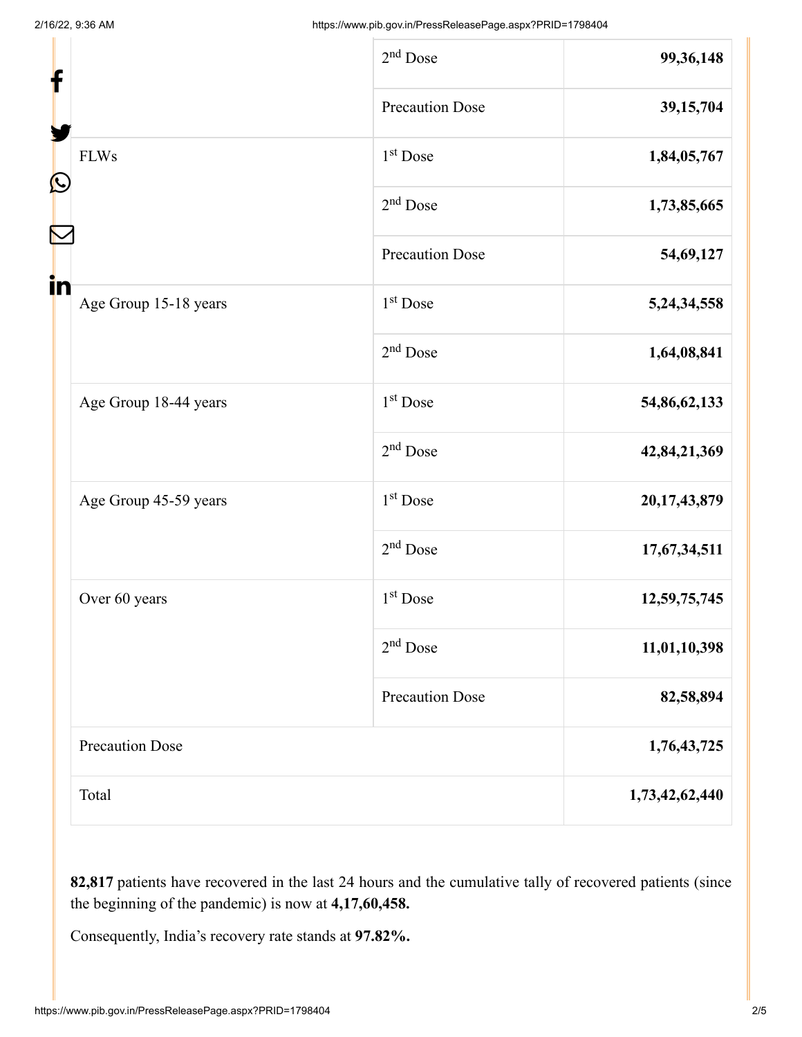| | | |
|---|---|---|
| | 2nd Dose | **99,36,148** |
| | Precaution Dose | **39,15,704** |
| FLWs | 1st Dose | **1,84,05,767** |
| | 2nd Dose | **1,73,85,665** |
| | Precaution Dose | **54,69,127** |
| Age Group 15-18 years | 1st Dose | **5,24,34,558** |
| | 2nd Dose | **1,64,08,841** |
| Age Group 18-44 years | 1st Dose | **54,86,62,133** |
| | 2nd Dose | **42,84,21,369** |
| Age Group 45-59 years | 1st Dose | **20,17,43,879** |
| | 2nd Dose | **17,67,34,511** |
| Over 60 years | 1st Dose | **12,59,75,745** |
| | 2nd Dose | **11,01,10,398** |
| | Precaution Dose | **82,58,894** |
| Precaution Dose | | **1,76,43,725** |
| Total | | **1,73,42,62,440** |

**82,817** patients have recovered in the last 24 hours and the cumulative tally of recovered patients (since the beginning of the pandemic) is now at **4,17,60,458.**

Consequently, India's recovery rate stands at **97.82%.**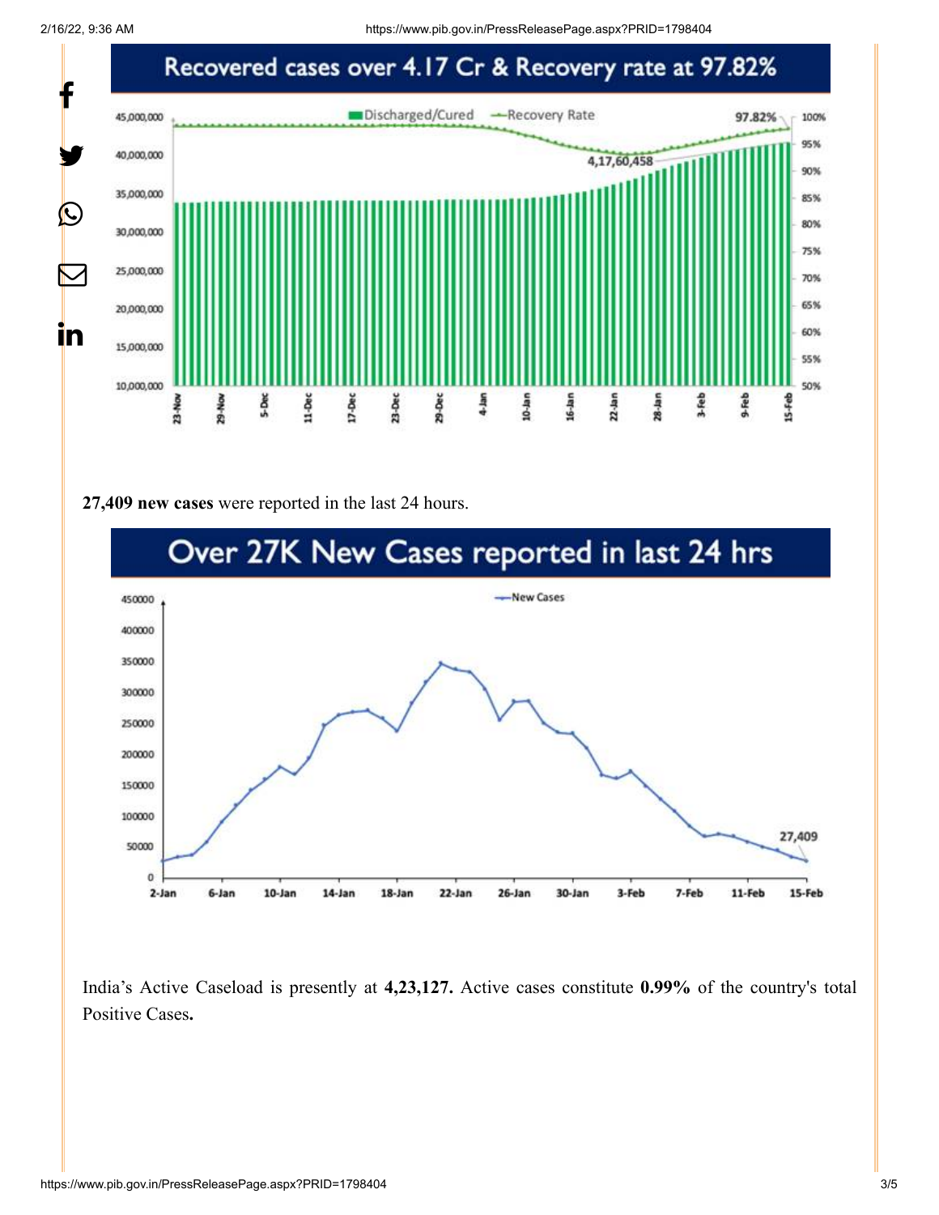**Recovered cases over 4.17 Cr & Recovery rate at 97.82%**

**27,409 new cases** were reported in the last 24 hours.

**Over 27K New Cases reported in last 24 hrs**

India's Active Caseload is presently at **4,23,127.** Active cases constitute **0.99%** of the country's total Positive Cases**.**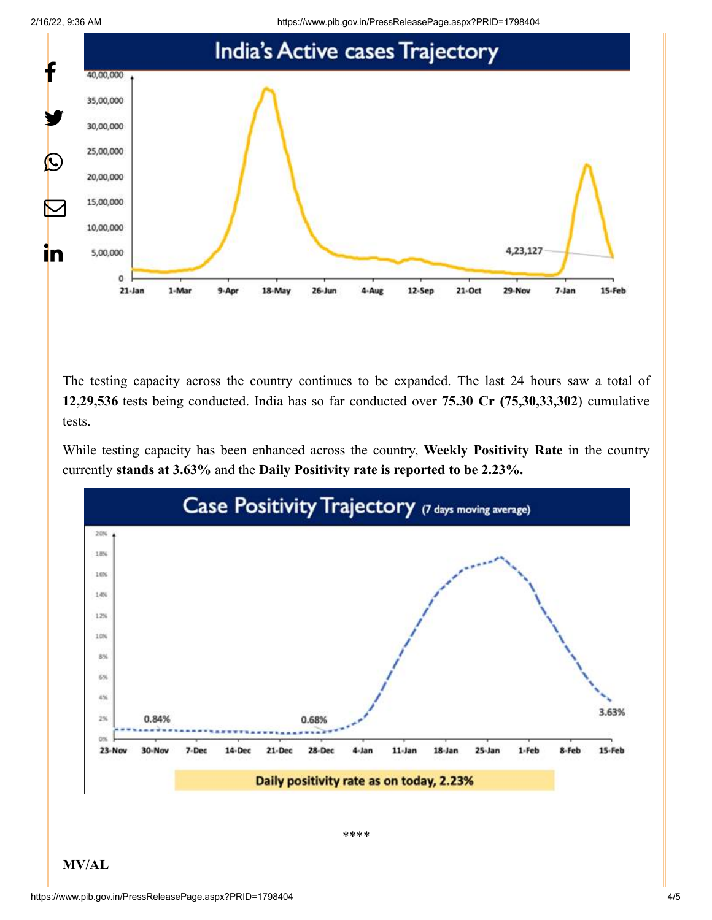The testing capacity across the country continues to be expanded. The last 24 hours saw a total of **12,29,536** tests being conducted. India has so far conducted over **75.30 Cr (75,30,33,302**) cumulative tests.

While testing capacity has been enhanced across the country, **Weekly Positivity Rate** in the country currently **stands at 3.63%** and the **Daily Positivity rate is reported to be 2.23%.**

\*\*\*\*

**MV/AL**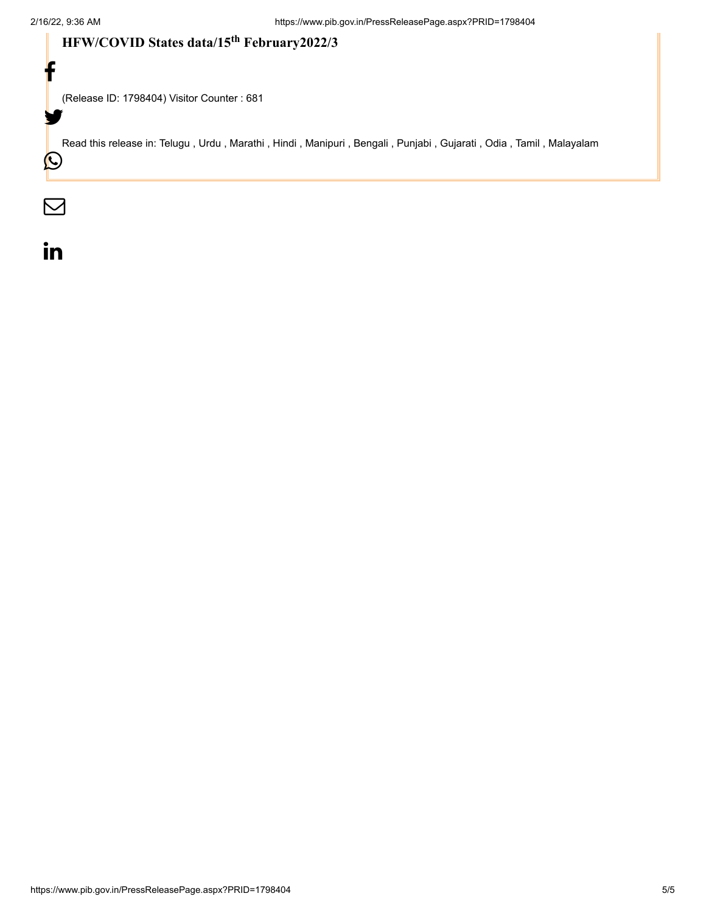**HFW/COVID States data/15th February2022/3**

(Release ID: 1798404) Visitor Counter : 681

Read this release in: Telugu , Urdu , Marathi , Hindi , Manipuri , Bengali , Punjabi , Gujarati , Odia , Tamil , Malayalam